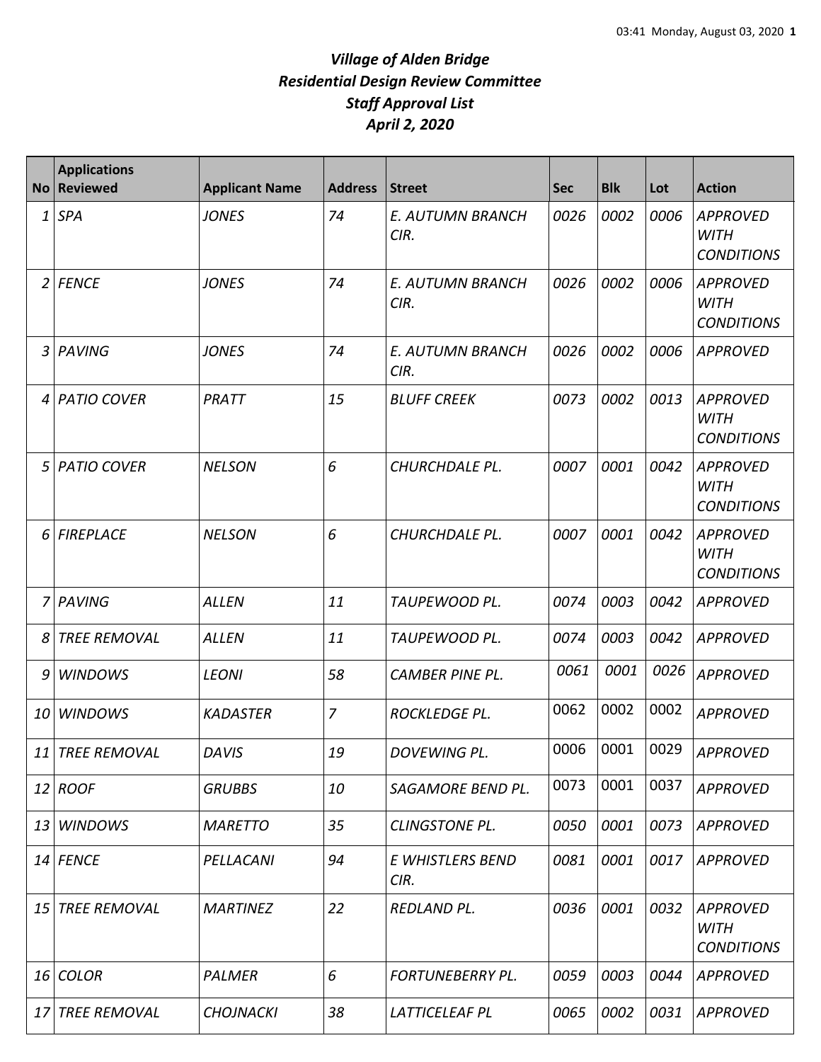# *Village of Alden Bridge*
# *Residential Design Review Committee*
# *Staff Approval List*
# *April 2, 2020*

| No | Applications Reviewed | Applicant Name | Address | Street | Sec | Blk | Lot | Action |
|---|---|---|---|---|---|---|---|---|
| 1 | SPA | JONES | 74 | E. AUTUMN BRANCH CIR. | 0026 | 0002 | 0006 | APPROVED WITH CONDITIONS |
| 2 | FENCE | JONES | 74 | E. AUTUMN BRANCH CIR. | 0026 | 0002 | 0006 | APPROVED WITH CONDITIONS |
| 3 | PAVING | JONES | 74 | E. AUTUMN BRANCH CIR. | 0026 | 0002 | 0006 | APPROVED |
| 4 | PATIO COVER | PRATT | 15 | BLUFF CREEK | 0073 | 0002 | 0013 | APPROVED WITH CONDITIONS |
| 5 | PATIO COVER | NELSON | 6 | CHURCHDALE PL. | 0007 | 0001 | 0042 | APPROVED WITH CONDITIONS |
| 6 | FIREPLACE | NELSON | 6 | CHURCHDALE PL. | 0007 | 0001 | 0042 | APPROVED WITH CONDITIONS |
| 7 | PAVING | ALLEN | 11 | TAUPEWOOD PL. | 0074 | 0003 | 0042 | APPROVED |
| 8 | TREE REMOVAL | ALLEN | 11 | TAUPEWOOD PL. | 0074 | 0003 | 0042 | APPROVED |
| 9 | WINDOWS | LEONI | 58 | CAMBER PINE PL. | 0061 | 0001 | 0026 | APPROVED |
| 10 | WINDOWS | KADASTER | 7 | ROCKLEDGE PL. | 0062 | 0002 | 0002 | APPROVED |
| 11 | TREE REMOVAL | DAVIS | 19 | DOVEWING PL. | 0006 | 0001 | 0029 | APPROVED |
| 12 | ROOF | GRUBBS | 10 | SAGAMORE BEND PL. | 0073 | 0001 | 0037 | APPROVED |
| 13 | WINDOWS | MARETTO | 35 | CLINGSTONE PL. | 0050 | 0001 | 0073 | APPROVED |
| 14 | FENCE | PELLACANI | 94 | E WHISTLERS BEND CIR. | 0081 | 0001 | 0017 | APPROVED |
| 15 | TREE REMOVAL | MARTINEZ | 22 | REDLAND PL. | 0036 | 0001 | 0032 | APPROVED WITH CONDITIONS |
| 16 | COLOR | PALMER | 6 | FORTUNEBERRY PL. | 0059 | 0003 | 0044 | APPROVED |
| 17 | TREE REMOVAL | CHOJNACKI | 38 | LATTICELEAF PL | 0065 | 0002 | 0031 | APPROVED |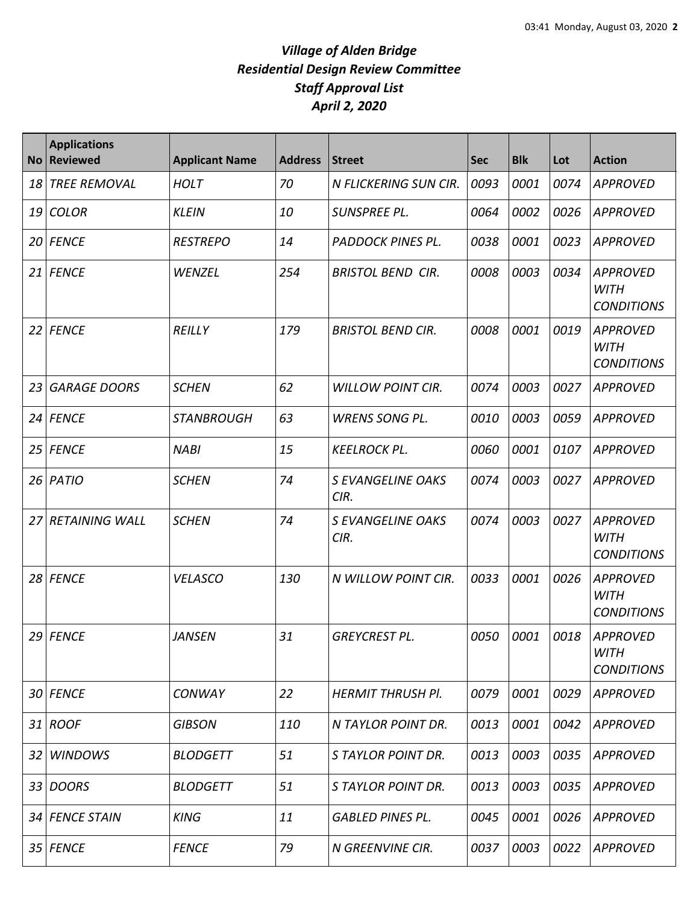# *Village of Alden Bridge*
## *Residential Design Review Committee*
## *Staff Approval List*
## *April 2, 2020*

| No | Applications Reviewed | Applicant Name | Address | Street | Sec | Blk | Lot | Action |
|---|---|---|---|---|---|---|---|---|
| 18 | TREE REMOVAL | HOLT | 70 | N FLICKERING SUN CIR. | 0093 | 0001 | 0074 | APPROVED |
| 19 | COLOR | KLEIN | 10 | SUNSPREE PL. | 0064 | 0002 | 0026 | APPROVED |
| 20 | FENCE | RESTREPO | 14 | PADDOCK PINES PL. | 0038 | 0001 | 0023 | APPROVED |
| 21 | FENCE | WENZEL | 254 | BRISTOL BEND CIR. | 0008 | 0003 | 0034 | APPROVED WITH CONDITIONS |
| 22 | FENCE | REILLY | 179 | BRISTOL BEND CIR. | 0008 | 0001 | 0019 | APPROVED WITH CONDITIONS |
| 23 | GARAGE DOORS | SCHEN | 62 | WILLOW POINT CIR. | 0074 | 0003 | 0027 | APPROVED |
| 24 | FENCE | STANBROUGH | 63 | WRENS SONG PL. | 0010 | 0003 | 0059 | APPROVED |
| 25 | FENCE | NABI | 15 | KEELROCK PL. | 0060 | 0001 | 0107 | APPROVED |
| 26 | PATIO | SCHEN | 74 | S EVANGELINE OAKS CIR. | 0074 | 0003 | 0027 | APPROVED |
| 27 | RETAINING WALL | SCHEN | 74 | S EVANGELINE OAKS CIR. | 0074 | 0003 | 0027 | APPROVED WITH CONDITIONS |
| 28 | FENCE | VELASCO | 130 | N WILLOW POINT CIR. | 0033 | 0001 | 0026 | APPROVED WITH CONDITIONS |
| 29 | FENCE | JANSEN | 31 | GREYCREST PL. | 0050 | 0001 | 0018 | APPROVED WITH CONDITIONS |
| 30 | FENCE | CONWAY | 22 | HERMIT THRUSH Pl. | 0079 | 0001 | 0029 | APPROVED |
| 31 | ROOF | GIBSON | 110 | N TAYLOR POINT DR. | 0013 | 0001 | 0042 | APPROVED |
| 32 | WINDOWS | BLODGETT | 51 | S TAYLOR POINT DR. | 0013 | 0003 | 0035 | APPROVED |
| 33 | DOORS | BLODGETT | 51 | S TAYLOR POINT DR. | 0013 | 0003 | 0035 | APPROVED |
| 34 | FENCE STAIN | KING | 11 | GABLED PINES PL. | 0045 | 0001 | 0026 | APPROVED |
| 35 | FENCE | FENCE | 79 | N GREENVINE CIR. | 0037 | 0003 | 0022 | APPROVED |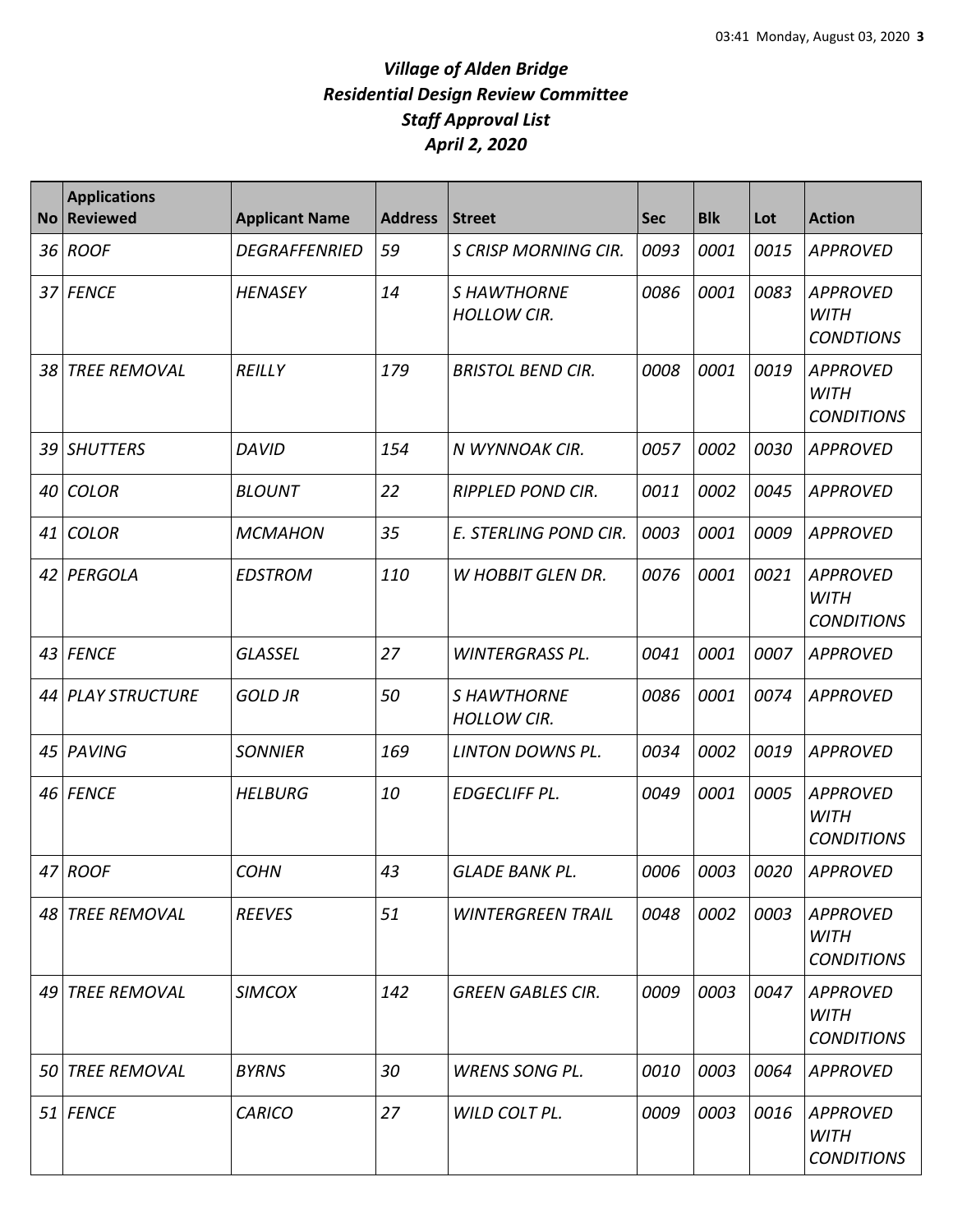# *Village of Alden Bridge*
# *Residential Design Review Committee*
# *Staff Approval List*
# *April 2, 2020*

| No | Applications Reviewed | Applicant Name | Address | Street | Sec | Blk | Lot | Action |
|---|---|---|---|---|---|---|---|---|
| 36 | ROOF | DEGRAFFENRIED | 59 | S CRISP MORNING CIR. | 0093 | 0001 | 0015 | APPROVED |
| 37 | FENCE | HENASEY | 14 | S HAWTHORNE HOLLOW CIR. | 0086 | 0001 | 0083 | APPROVED WITH CONDTIONS |
| 38 | TREE REMOVAL | REILLY | 179 | BRISTOL BEND CIR. | 0008 | 0001 | 0019 | APPROVED WITH CONDITIONS |
| 39 | SHUTTERS | DAVID | 154 | N WYNNOAK CIR. | 0057 | 0002 | 0030 | APPROVED |
| 40 | COLOR | BLOUNT | 22 | RIPPLED POND CIR. | 0011 | 0002 | 0045 | APPROVED |
| 41 | COLOR | MCMAHON | 35 | E. STERLING POND CIR. | 0003 | 0001 | 0009 | APPROVED |
| 42 | PERGOLA | EDSTROM | 110 | W HOBBIT GLEN DR. | 0076 | 0001 | 0021 | APPROVED WITH CONDITIONS |
| 43 | FENCE | GLASSEL | 27 | WINTERGRASS PL. | 0041 | 0001 | 0007 | APPROVED |
| 44 | PLAY STRUCTURE | GOLD JR | 50 | S HAWTHORNE HOLLOW CIR. | 0086 | 0001 | 0074 | APPROVED |
| 45 | PAVING | SONNIER | 169 | LINTON DOWNS PL. | 0034 | 0002 | 0019 | APPROVED |
| 46 | FENCE | HELBURG | 10 | EDGECLIFF PL. | 0049 | 0001 | 0005 | APPROVED WITH CONDITIONS |
| 47 | ROOF | COHN | 43 | GLADE BANK PL. | 0006 | 0003 | 0020 | APPROVED |
| 48 | TREE REMOVAL | REEVES | 51 | WINTERGREEN TRAIL | 0048 | 0002 | 0003 | APPROVED WITH CONDITIONS |
| 49 | TREE REMOVAL | SIMCOX | 142 | GREEN GABLES CIR. | 0009 | 0003 | 0047 | APPROVED WITH CONDITIONS |
| 50 | TREE REMOVAL | BYRNS | 30 | WRENS SONG PL. | 0010 | 0003 | 0064 | APPROVED |
| 51 | FENCE | CARICO | 27 | WILD COLT PL. | 0009 | 0003 | 0016 | APPROVED WITH CONDITIONS |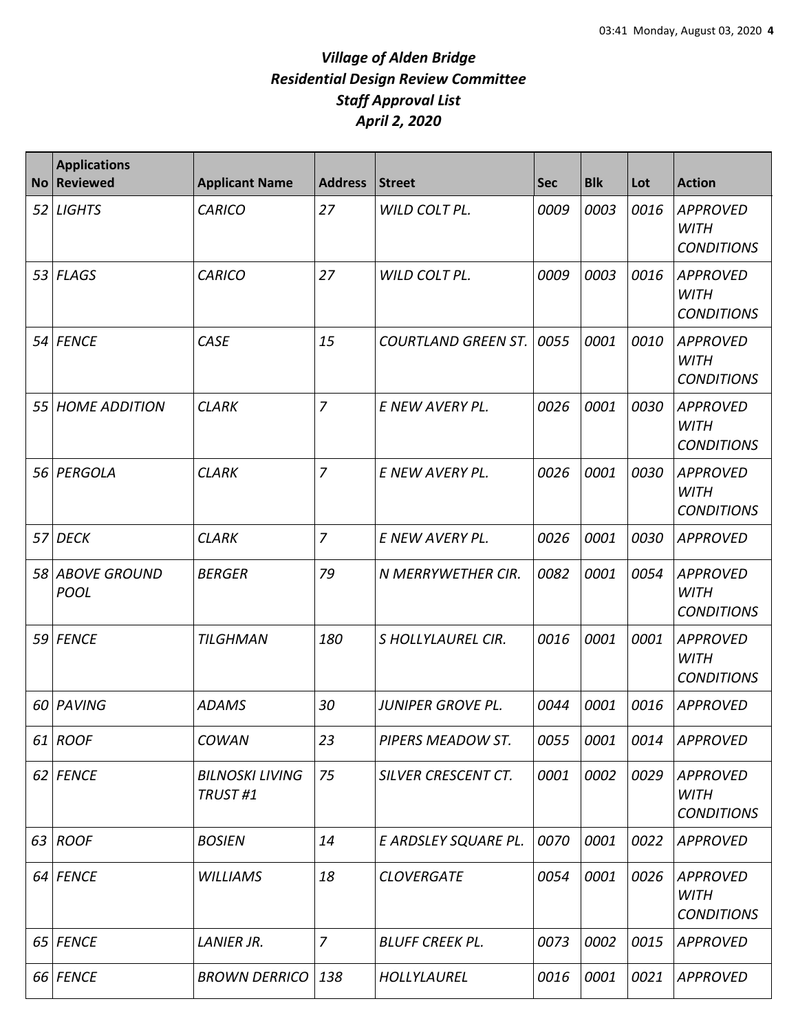# *Village of Alden Bridge*
# *Residential Design Review Committee*
# *Staff Approval List*
# *April 2, 2020*

| No | Applications Reviewed | Applicant Name | Address | Street | Sec | Blk | Lot | Action |
|---|---|---|---|---|---|---|---|---|
| 52 | LIGHTS | CARICO | 27 | WILD COLT PL. | 0009 | 0003 | 0016 | APPROVED WITH CONDITIONS |
| 53 | FLAGS | CARICO | 27 | WILD COLT PL. | 0009 | 0003 | 0016 | APPROVED WITH CONDITIONS |
| 54 | FENCE | CASE | 15 | COURTLAND GREEN ST. | 0055 | 0001 | 0010 | APPROVED WITH CONDITIONS |
| 55 | HOME ADDITION | CLARK | 7 | E NEW AVERY PL. | 0026 | 0001 | 0030 | APPROVED WITH CONDITIONS |
| 56 | PERGOLA | CLARK | 7 | E NEW AVERY PL. | 0026 | 0001 | 0030 | APPROVED WITH CONDITIONS |
| 57 | DECK | CLARK | 7 | E NEW AVERY PL. | 0026 | 0001 | 0030 | APPROVED |
| 58 | ABOVE GROUND POOL | BERGER | 79 | N MERRYWETHER CIR. | 0082 | 0001 | 0054 | APPROVED WITH CONDITIONS |
| 59 | FENCE | TILGHMAN | 180 | S HOLLYLAUREL CIR. | 0016 | 0001 | 0001 | APPROVED WITH CONDITIONS |
| 60 | PAVING | ADAMS | 30 | JUNIPER GROVE PL. | 0044 | 0001 | 0016 | APPROVED |
| 61 | ROOF | COWAN | 23 | PIPERS MEADOW ST. | 0055 | 0001 | 0014 | APPROVED |
| 62 | FENCE | BILNOSKI LIVING TRUST #1 | 75 | SILVER CRESCENT CT. | 0001 | 0002 | 0029 | APPROVED WITH CONDITIONS |
| 63 | ROOF | BOSIEN | 14 | E ARDSLEY SQUARE PL. | 0070 | 0001 | 0022 | APPROVED |
| 64 | FENCE | WILLIAMS | 18 | CLOVERGATE | 0054 | 0001 | 0026 | APPROVED WITH CONDITIONS |
| 65 | FENCE | LANIER JR. | 7 | BLUFF CREEK PL. | 0073 | 0002 | 0015 | APPROVED |
| 66 | FENCE | BROWN DERRICO | 138 | HOLLYLAUREL | 0016 | 0001 | 0021 | APPROVED |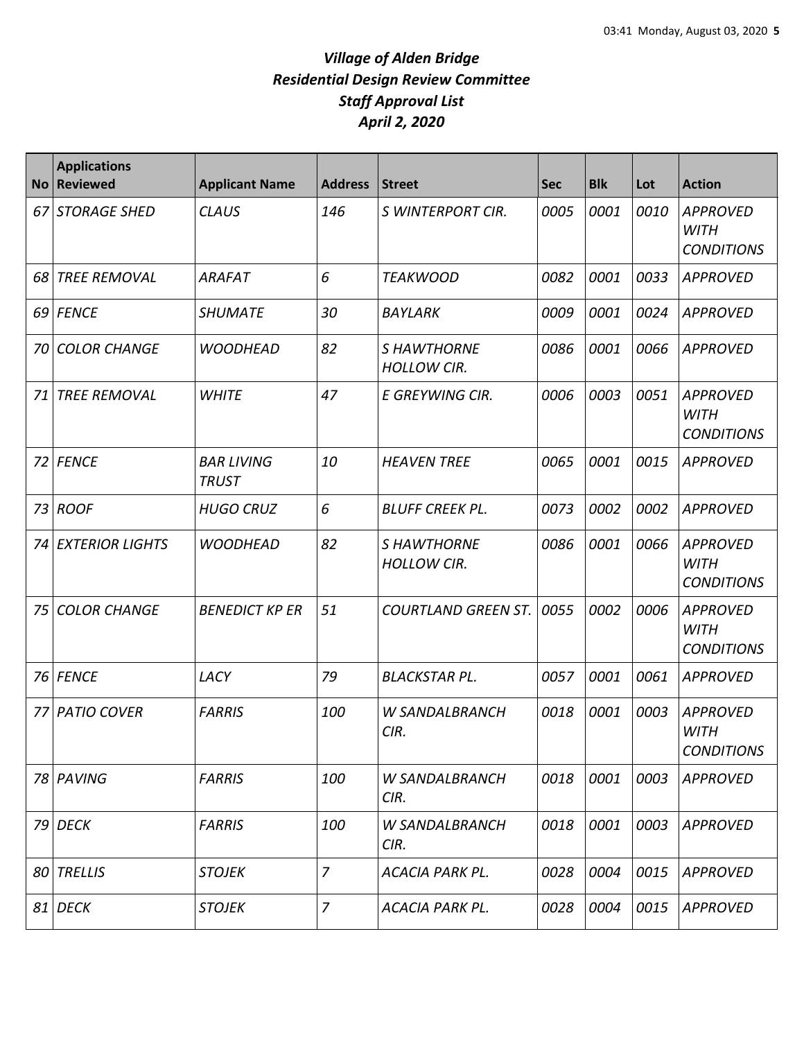# *Village of Alden Bridge*
# *Residential Design Review Committee*
# *Staff Approval List*
# *April 2, 2020*

| No | Applications Reviewed | Applicant Name | Address | Street | Sec | Blk | Lot | Action |
|---|---|---|---|---|---|---|---|---|
| 67 | STORAGE SHED | CLAUS | 146 | S WINTERPORT CIR. | 0005 | 0001 | 0010 | APPROVED WITH CONDITIONS |
| 68 | TREE REMOVAL | ARAFAT | 6 | TEAKWOOD | 0082 | 0001 | 0033 | APPROVED |
| 69 | FENCE | SHUMATE | 30 | BAYLARK | 0009 | 0001 | 0024 | APPROVED |
| 70 | COLOR CHANGE | WOODHEAD | 82 | S HAWTHORNE HOLLOW CIR. | 0086 | 0001 | 0066 | APPROVED |
| 71 | TREE REMOVAL | WHITE | 47 | E GREYWING CIR. | 0006 | 0003 | 0051 | APPROVED WITH CONDITIONS |
| 72 | FENCE | BAR LIVING TRUST | 10 | HEAVEN TREE | 0065 | 0001 | 0015 | APPROVED |
| 73 | ROOF | HUGO CRUZ | 6 | BLUFF CREEK PL. | 0073 | 0002 | 0002 | APPROVED |
| 74 | EXTERIOR LIGHTS | WOODHEAD | 82 | S HAWTHORNE HOLLOW CIR. | 0086 | 0001 | 0066 | APPROVED WITH CONDITIONS |
| 75 | COLOR CHANGE | BENEDICT KP ER | 51 | COURTLAND GREEN ST. | 0055 | 0002 | 0006 | APPROVED WITH CONDITIONS |
| 76 | FENCE | LACY | 79 | BLACKSTAR PL. | 0057 | 0001 | 0061 | APPROVED |
| 77 | PATIO COVER | FARRIS | 100 | W SANDALBRANCH CIR. | 0018 | 0001 | 0003 | APPROVED WITH CONDITIONS |
| 78 | PAVING | FARRIS | 100 | W SANDALBRANCH CIR. | 0018 | 0001 | 0003 | APPROVED |
| 79 | DECK | FARRIS | 100 | W SANDALBRANCH CIR. | 0018 | 0001 | 0003 | APPROVED |
| 80 | TRELLIS | STOJEK | 7 | ACACIA PARK PL. | 0028 | 0004 | 0015 | APPROVED |
| 81 | DECK | STOJEK | 7 | ACACIA PARK PL. | 0028 | 0004 | 0015 | APPROVED |